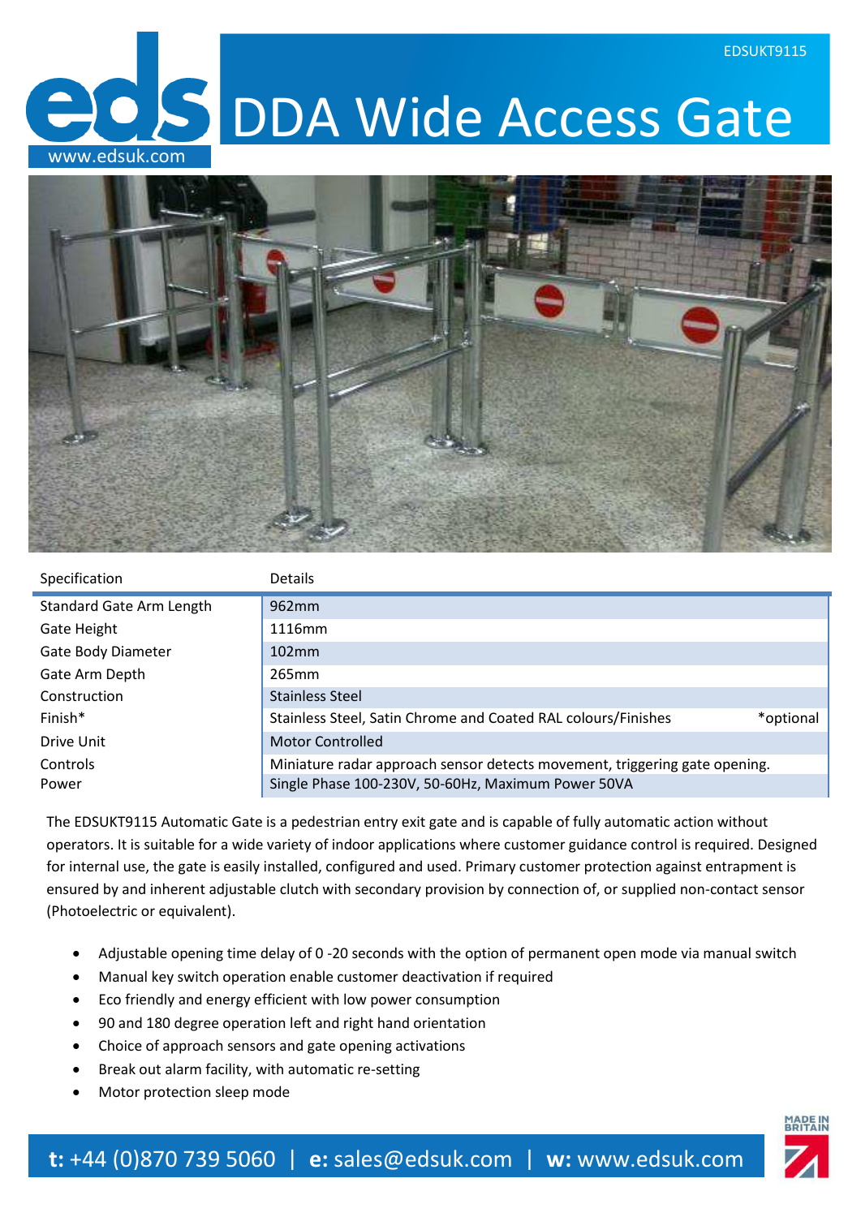EDSUKT9115

# DDA Wide Access Gate

www.edsuk.com

| Specification | Details |
| --- | --- |
| Standard Gate Arm Length | 962mm |
| Gate Height | 1116mm |
| Gate Body Diameter | 102mm |
| Gate Arm Depth | 265mm |
| Construction | Stainless Steel |
| Finish* | Stainless Steel, Satin Chrome and Coated RAL colours/Finishes *optional |
| Drive Unit | Motor Controlled |
| Controls | Miniature radar approach sensor detects movement, triggering gate opening. |
| Power | Single Phase 100-230V, 50-60Hz, Maximum Power 50VA |

The EDSUKT9115 Automatic Gate is a pedestrian entry exit gate and is capable of fully automatic action without operators. It is suitable for a wide variety of indoor applications where customer guidance control is required. Designed for internal use, the gate is easily installed, configured and used. Primary customer protection against entrapment is ensured by and inherent adjustable clutch with secondary provision by connection of, or supplied non-contact sensor (Photoelectric or equivalent).

- Adjustable opening time delay of 0 -20 seconds with the option of permanent open mode via manual switch
- Manual key switch operation enable customer deactivation if required
- Eco friendly and energy efficient with low power consumption
- 90 and 180 degree operation left and right hand orientation
- Choice of approach sensors and gate opening activations
- Break out alarm facility, with automatic re-setting
- Motor protection sleep mode

**t:** +44 (0)870 739 5060 | **e:** sales@edsuk.com | **w:** www.edsuk.com

MADE IN BRITAIN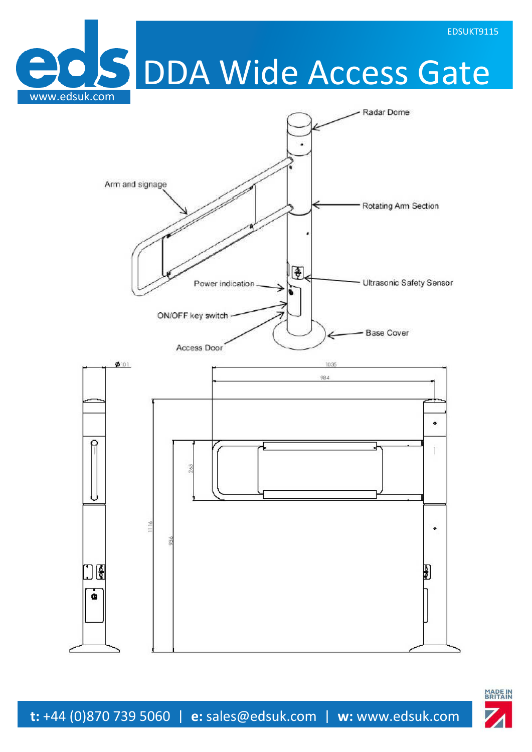EDSUKT9115

# DDA Wide Access Gate

Radar Dome

Arm and signage

Rotating Arm Section

Power indication

Ultrasonic Safety Sensor

ON/OFF key switch

Base Cover

Access Door

ϕ101

1035

984

265

1116

936

**t:** +44 (0)870 739 5060 | **e:** sales@edsuk.com | **w:** www.edsuk.com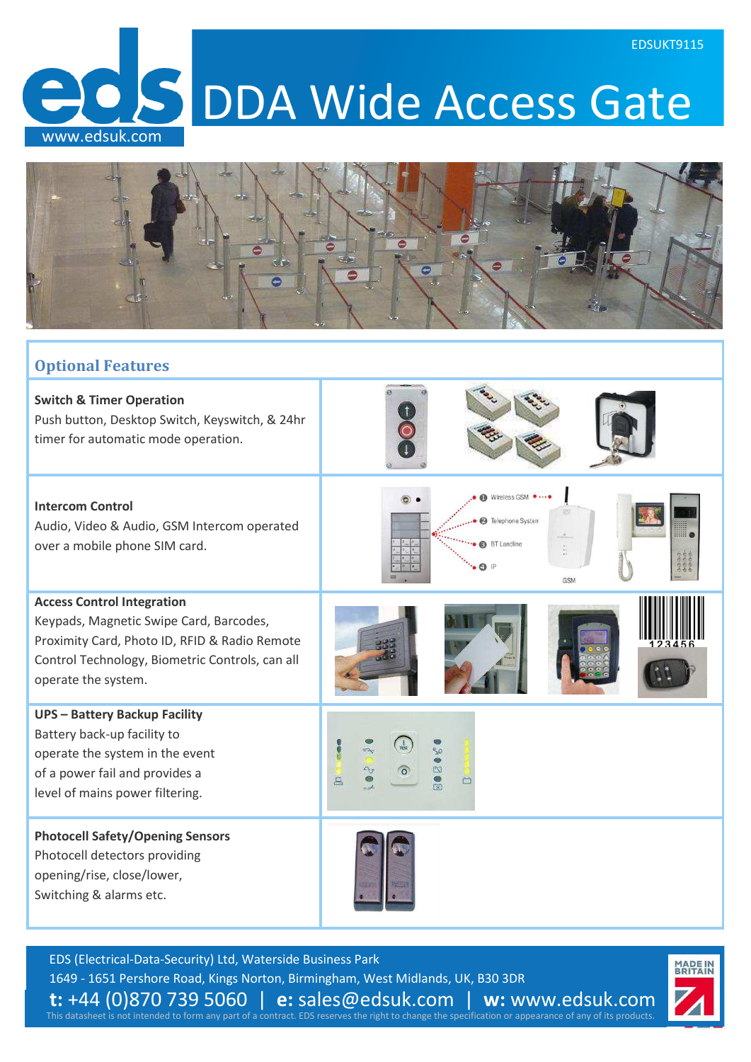EDSUKT9115

# DDA Wide Access Gate

www.edsuk.com

## Optional Features

**Switch & Timer Operation**
Push button, Desktop Switch, Keyswitch, & 24hr timer for automatic mode operation.

**Intercom Control**
Audio, Video & Audio, GSM Intercom operated over a mobile phone SIM card.

**Access Control Integration**
Keypads, Magnetic Swipe Card, Barcodes, Proximity Card, Photo ID, RFID & Radio Remote Control Technology, Biometric Controls, can all operate the system.

**UPS – Battery Backup Facility**
Battery back-up facility to operate the system in the event of a power fail and provides a level of mains power filtering.

**Photocell Safety/Opening Sensors**
Photocell detectors providing opening/rise, close/lower, Switching & alarms etc.

EDS (Electrical-Data-Security) Ltd, Waterside Business Park
1649 - 1651 Pershore Road, Kings Norton, Birmingham, West Midlands, UK, B30 3DR
**t:** +44 (0)870 739 5060 | **e:** sales@edsuk.com | **w:** www.edsuk.com

This datasheet is not intended to form any part of a contract. EDS reserves the right to change the specification or appearance of any of its products.

MADE IN BRITAIN